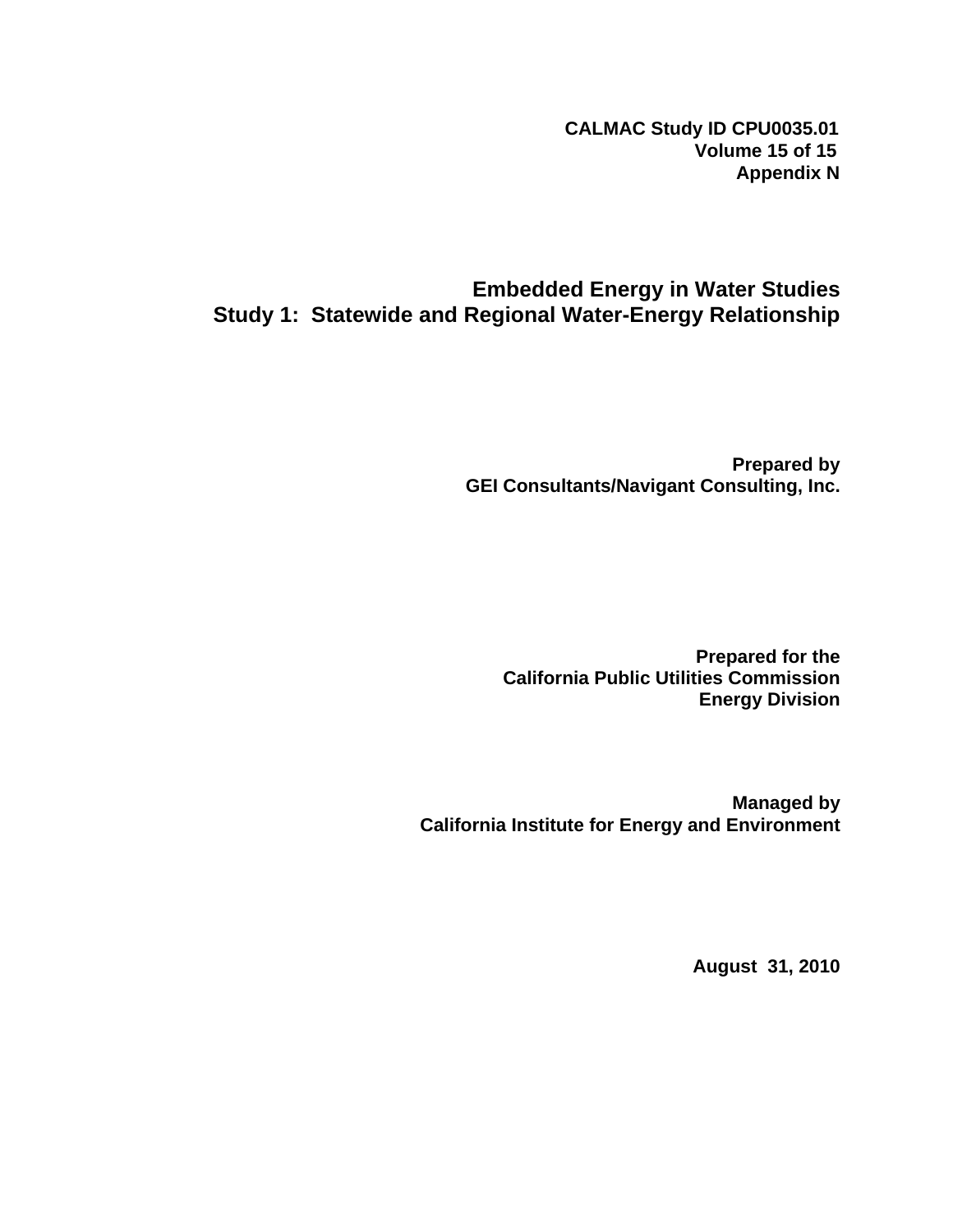**CALMAC Study ID CPU0035.01**
**Volume 15 of 15**
**Appendix N**

# Embedded Energy in Water Studies
# Study 1: Statewide and Regional Water-Energy Relationship

**Prepared by**
**GEI Consultants/Navigant Consulting, Inc.**

**Prepared for the**
**California Public Utilities Commission**
**Energy Division**

**Managed by**
**California Institute for Energy and Environment**

**August 31, 2010**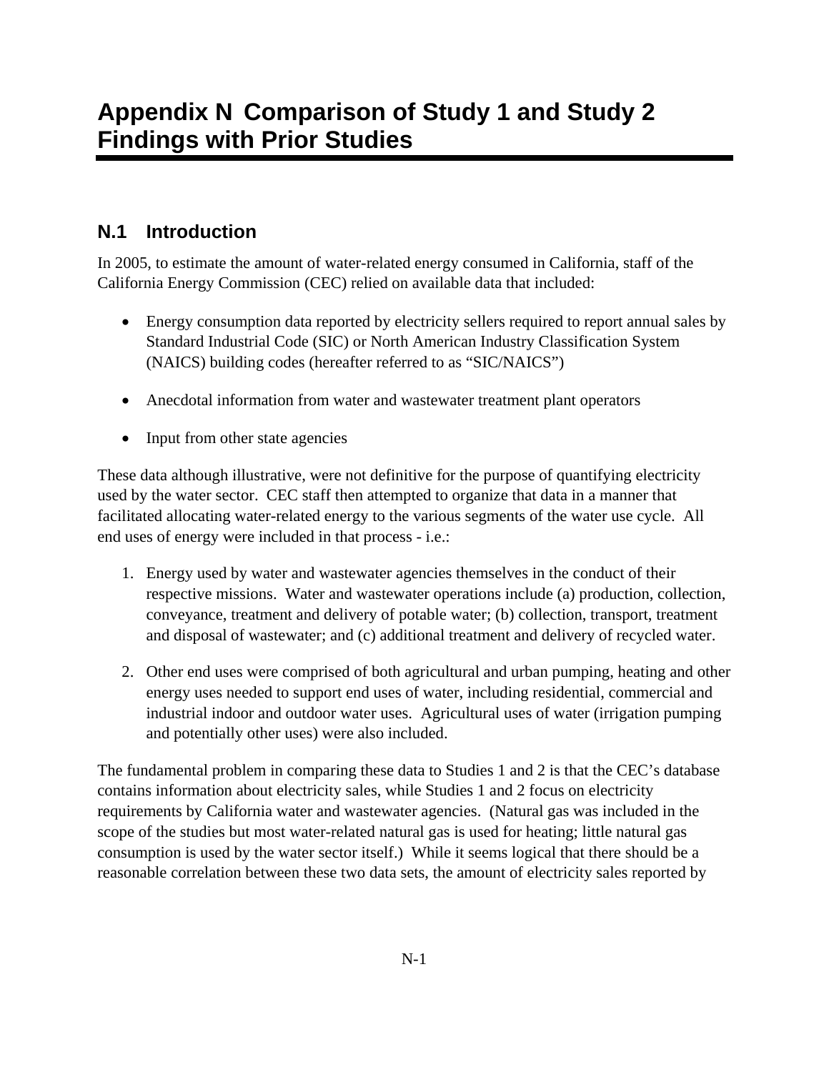# Appendix N Comparison of Study 1 and Study 2 Findings with Prior Studies

## N.1 Introduction

In 2005, to estimate the amount of water-related energy consumed in California, staff of the California Energy Commission (CEC) relied on available data that included:

- Energy consumption data reported by electricity sellers required to report annual sales by Standard Industrial Code (SIC) or North American Industry Classification System (NAICS) building codes (hereafter referred to as "SIC/NAICS")
- Anecdotal information from water and wastewater treatment plant operators
- Input from other state agencies

These data although illustrative, were not definitive for the purpose of quantifying electricity used by the water sector. CEC staff then attempted to organize that data in a manner that facilitated allocating water-related energy to the various segments of the water use cycle. All end uses of energy were included in that process - i.e.:

1. Energy used by water and wastewater agencies themselves in the conduct of their respective missions. Water and wastewater operations include (a) production, collection, conveyance, treatment and delivery of potable water; (b) collection, transport, treatment and disposal of wastewater; and (c) additional treatment and delivery of recycled water.
2. Other end uses were comprised of both agricultural and urban pumping, heating and other energy uses needed to support end uses of water, including residential, commercial and industrial indoor and outdoor water uses. Agricultural uses of water (irrigation pumping and potentially other uses) were also included.

The fundamental problem in comparing these data to Studies 1 and 2 is that the CEC's database contains information about electricity sales, while Studies 1 and 2 focus on electricity requirements by California water and wastewater agencies. (Natural gas was included in the scope of the studies but most water-related natural gas is used for heating; little natural gas consumption is used by the water sector itself.) While it seems logical that there should be a reasonable correlation between these two data sets, the amount of electricity sales reported by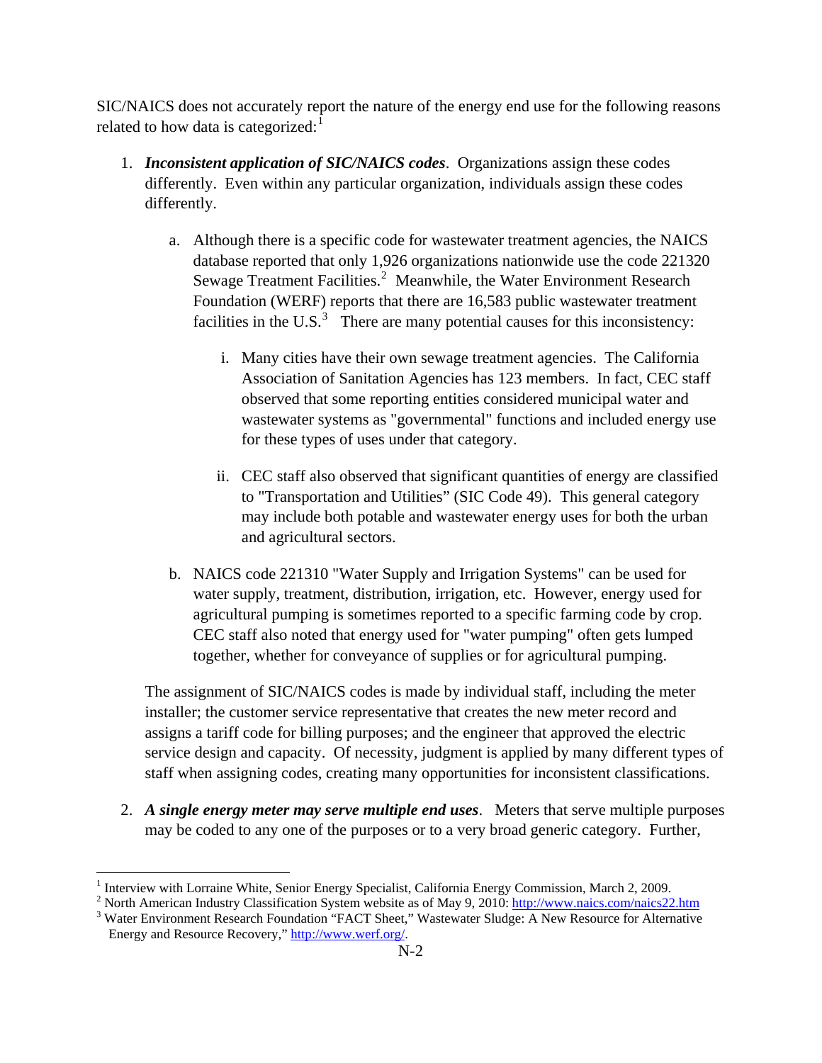SIC/NAICS does not accurately report the nature of the energy end use for the following reasons related to how data is categorized:[1]

1. ***Inconsistent application of SIC/NAICS codes***. Organizations assign these codes differently. Even within any particular organization, individuals assign these codes differently.

   a. Although there is a specific code for wastewater treatment agencies, the NAICS database reported that only 1,926 organizations nationwide use the code 221320 Sewage Treatment Facilities.[2] Meanwhile, the Water Environment Research Foundation (WERF) reports that there are 16,583 public wastewater treatment facilities in the U.S.[3] There are many potential causes for this inconsistency:

      i. Many cities have their own sewage treatment agencies. The California Association of Sanitation Agencies has 123 members. In fact, CEC staff observed that some reporting entities considered municipal water and wastewater systems as "governmental" functions and included energy use for these types of uses under that category.

      ii. CEC staff also observed that significant quantities of energy are classified to "Transportation and Utilities" (SIC Code 49). This general category may include both potable and wastewater energy uses for both the urban and agricultural sectors.

   b. NAICS code 221310 "Water Supply and Irrigation Systems" can be used for water supply, treatment, distribution, irrigation, etc. However, energy used for agricultural pumping is sometimes reported to a specific farming code by crop. CEC staff also noted that energy used for "water pumping" often gets lumped together, whether for conveyance of supplies or for agricultural pumping.

   The assignment of SIC/NAICS codes is made by individual staff, including the meter installer; the customer service representative that creates the new meter record and assigns a tariff code for billing purposes; and the engineer that approved the electric service design and capacity. Of necessity, judgment is applied by many different types of staff when assigning codes, creating many opportunities for inconsistent classifications.

2. ***A single energy meter may serve multiple end uses***. Meters that serve multiple purposes may be coded to any one of the purposes or to a very broad generic category. Further,

---

[1] Interview with Lorraine White, Senior Energy Specialist, California Energy Commission, March 2, 2009.

[2] North American Industry Classification System website as of May 9, 2010: http://www.naics.com/naics22.htm

[3] Water Environment Research Foundation "FACT Sheet," Wastewater Sludge: A New Resource for Alternative Energy and Resource Recovery," http://www.werf.org/.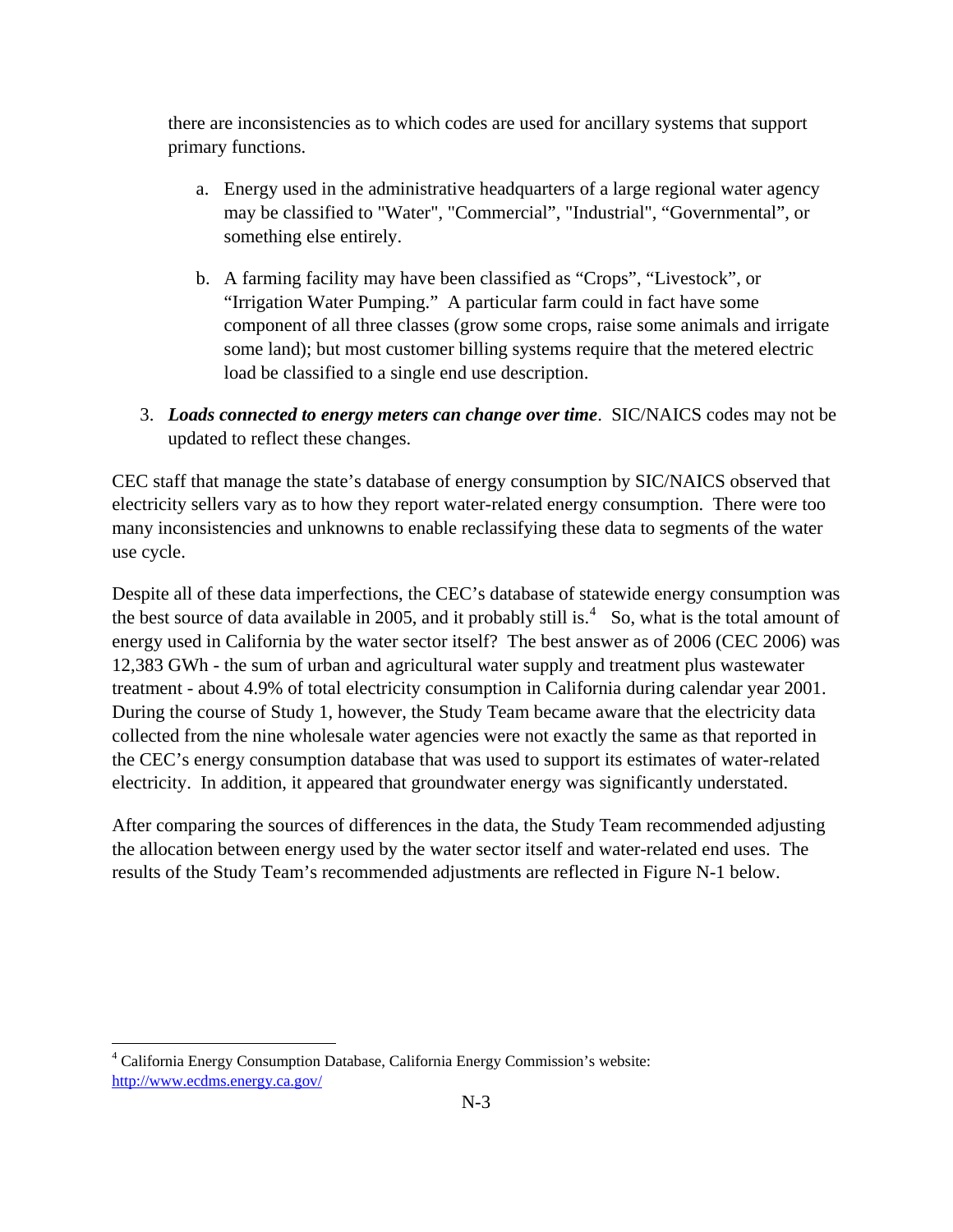there are inconsistencies as to which codes are used for ancillary systems that support primary functions.

   a. Energy used in the administrative headquarters of a large regional water agency may be classified to "Water", "Commercial", "Industrial", “Governmental”, or something else entirely.

   b. A farming facility may have been classified as “Crops”, “Livestock”, or “Irrigation Water Pumping.” A particular farm could in fact have some component of all three classes (grow some crops, raise some animals and irrigate some land); but most customer billing systems require that the metered electric load be classified to a single end use description.

3. ***Loads connected to energy meters can change over time***. SIC/NAICS codes may not be updated to reflect these changes.

CEC staff that manage the state’s database of energy consumption by SIC/NAICS observed that electricity sellers vary as to how they report water-related energy consumption. There were too many inconsistencies and unknowns to enable reclassifying these data to segments of the water use cycle.

Despite all of these data imperfections, the CEC’s database of statewide energy consumption was the best source of data available in 2005, and it probably still is.[4] So, what is the total amount of energy used in California by the water sector itself? The best answer as of 2006 (CEC 2006) was 12,383 GWh - the sum of urban and agricultural water supply and treatment plus wastewater treatment - about 4.9% of total electricity consumption in California during calendar year 2001. During the course of Study 1, however, the Study Team became aware that the electricity data collected from the nine wholesale water agencies were not exactly the same as that reported in the CEC’s energy consumption database that was used to support its estimates of water-related electricity. In addition, it appeared that groundwater energy was significantly understated.

After comparing the sources of differences in the data, the Study Team recommended adjusting the allocation between energy used by the water sector itself and water-related end uses. The results of the Study Team’s recommended adjustments are reflected in Figure N-1 below.

[4] California Energy Consumption Database, California Energy Commission’s website: http://www.ecdms.energy.ca.gov/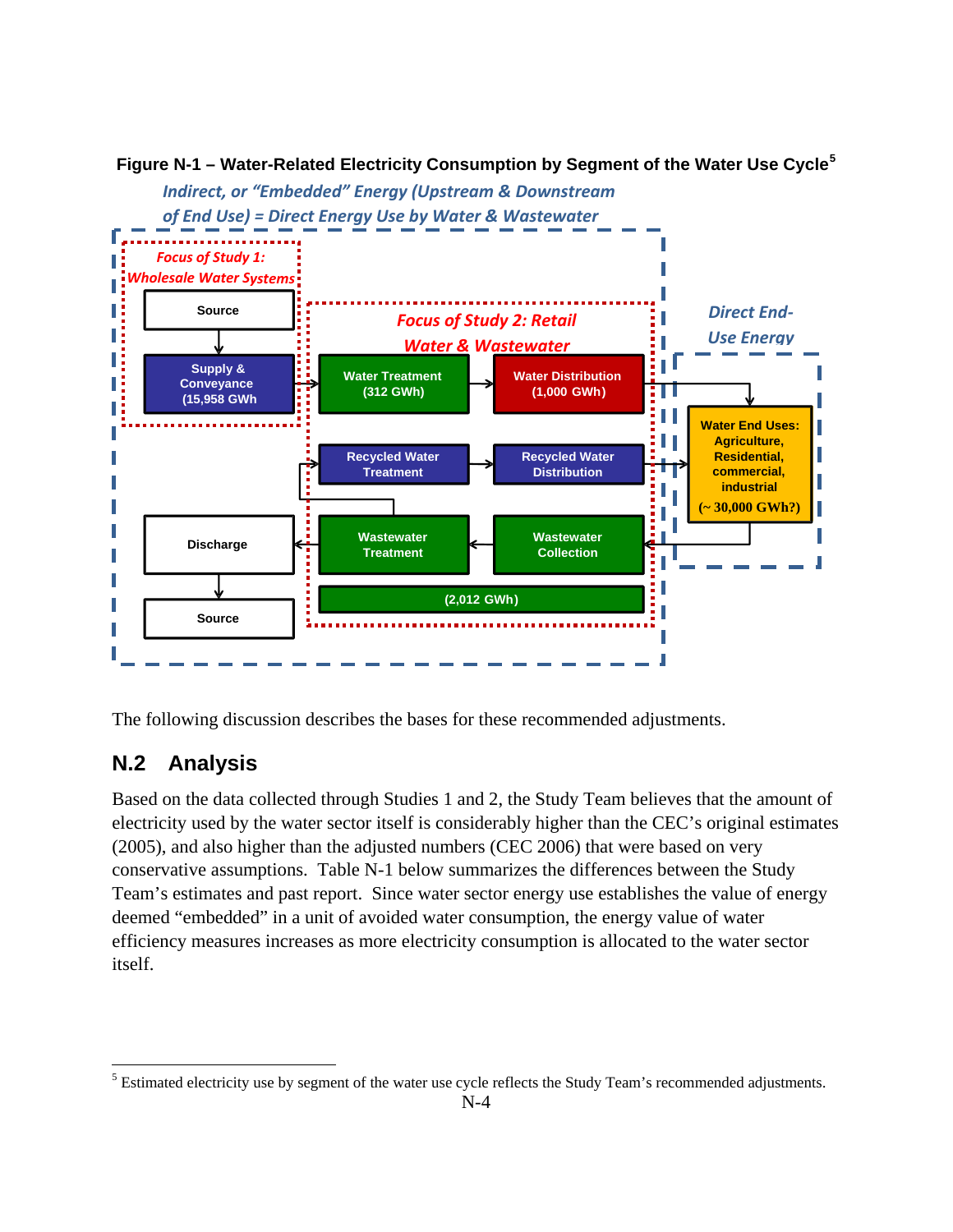**Figure N-1 – Water-Related Electricity Consumption by Segment of the Water Use Cycle[5]**

*Indirect, or "Embedded" Energy (Upstream & Downstream of End Use) = Direct Energy Use by Water & Wastewater*

*Focus of Study 1: Wholesale Water Systems*

Source

Supply & Conveyance (15,958 GWh

*Focus of Study 2: Retail Water & Wastewater*

Water Treatment (312 GWh)

Water Distribution (1,000 GWh)

Recycled Water Treatment

Recycled Water Distribution

Wastewater Treatment

Wastewater Collection

(2,012 GWh)

Discharge

Source

*Direct End-Use Energy*

Water End Uses: Agriculture, Residential, commercial, industrial (~ 30,000 GWh?)

The following discussion describes the bases for these recommended adjustments.

## N.2 Analysis

Based on the data collected through Studies 1 and 2, the Study Team believes that the amount of electricity used by the water sector itself is considerably higher than the CEC's original estimates (2005), and also higher than the adjusted numbers (CEC 2006) that were based on very conservative assumptions. Table N-1 below summarizes the differences between the Study Team's estimates and past report. Since water sector energy use establishes the value of energy deemed "embedded" in a unit of avoided water consumption, the energy value of water efficiency measures increases as more electricity consumption is allocated to the water sector itself.

[5] Estimated electricity use by segment of the water use cycle reflects the Study Team's recommended adjustments.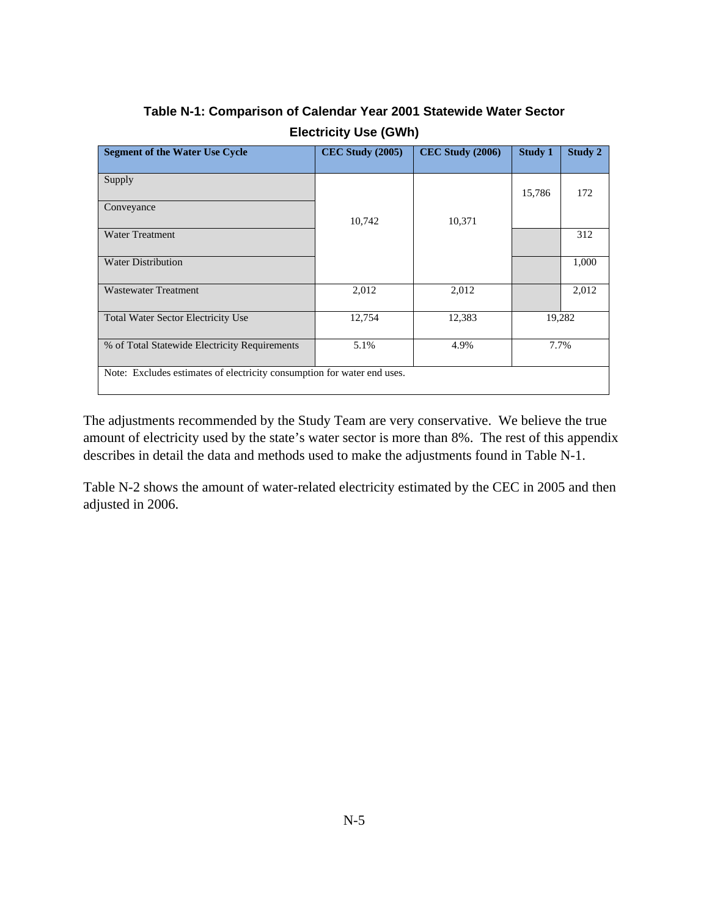**Table N-1: Comparison of Calendar Year 2001 Statewide Water Sector Electricity Use (GWh)**

| Segment of the Water Use Cycle | CEC Study (2005) | CEC Study (2006) | Study 1 | Study 2 |
|---|---|---|---|---|
| Supply | 10,742 | 10,371 | 15,786 | 172 |
| Conveyance | | | | |
| Water Treatment | | | | 312 |
| Water Distribution | | | | 1,000 |
| Wastewater Treatment | 2,012 | 2,012 | | 2,012 |
| Total Water Sector Electricity Use | 12,754 | 12,383 | 19,282 | |
| % of Total Statewide Electricity Requirements | 5.1% | 4.9% | 7.7% | |

Note: Excludes estimates of electricity consumption for water end uses.

The adjustments recommended by the Study Team are very conservative. We believe the true amount of electricity used by the state's water sector is more than 8%. The rest of this appendix describes in detail the data and methods used to make the adjustments found in Table N-1.

Table N-2 shows the amount of water-related electricity estimated by the CEC in 2005 and then adjusted in 2006.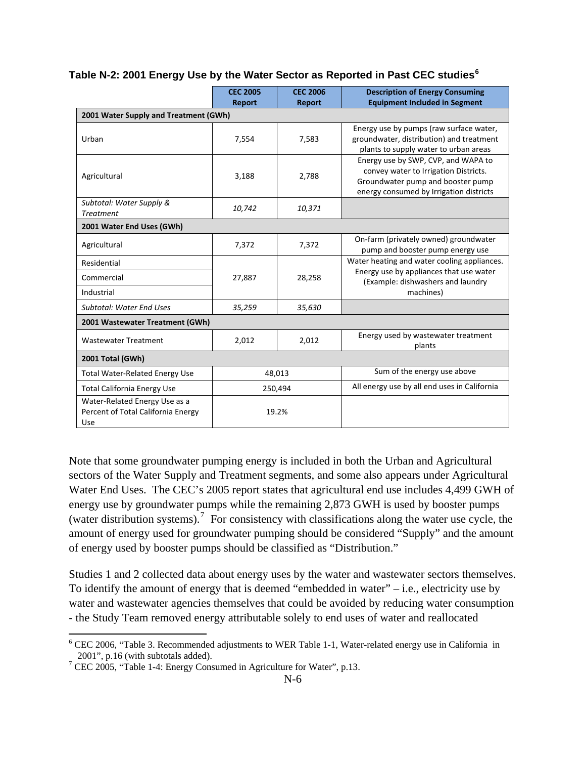**Table N-2: 2001 Energy Use by the Water Sector as Reported in Past CEC studies**[6]

| | CEC 2005 Report | CEC 2006 Report | Description of Energy Consuming Equipment Included in Segment |
|---|---|---|---|
| **2001 Water Supply and Treatment (GWh)** | | | |
| Urban | 7,554 | 7,583 | Energy use by pumps (raw surface water, groundwater, distribution) and treatment plants to supply water to urban areas |
| Agricultural | 3,188 | 2,788 | Energy use by SWP, CVP, and WAPA to convey water to Irrigation Districts. Groundwater pump and booster pump energy consumed by Irrigation districts |
| *Subtotal: Water Supply & Treatment* | *10,742* | *10,371* | |
| **2001 Water End Uses (GWh)** | | | |
| Agricultural | 7,372 | 7,372 | On-farm (privately owned) groundwater pump and booster pump energy use |
| Residential | 27,887 | 28,258 | Water heating and water cooling appliances. Energy use by appliances that use water (Example: dishwashers and laundry machines) |
| Commercial | | | |
| Industrial | | | |
| *Subtotal: Water End Uses* | *35,259* | *35,630* | |
| **2001 Wastewater Treatment (GWh)** | | | |
| Wastewater Treatment | 2,012 | 2,012 | Energy used by wastewater treatment plants |
| **2001 Total (GWh)** | | | |
| Total Water-Related Energy Use | 48,013 | | Sum of the energy use above |
| Total California Energy Use | 250,494 | | All energy use by all end uses in California |
| Water-Related Energy Use as a Percent of Total California Energy Use | 19.2% | | |

Note that some groundwater pumping energy is included in both the Urban and Agricultural sectors of the Water Supply and Treatment segments, and some also appears under Agricultural Water End Uses. The CEC's 2005 report states that agricultural end use includes 4,499 GWH of energy use by groundwater pumps while the remaining 2,873 GWH is used by booster pumps (water distribution systems).[7] For consistency with classifications along the water use cycle, the amount of energy used for groundwater pumping should be considered "Supply" and the amount of energy used by booster pumps should be classified as "Distribution."

Studies 1 and 2 collected data about energy uses by the water and wastewater sectors themselves. To identify the amount of energy that is deemed "embedded in water" – i.e., electricity use by water and wastewater agencies themselves that could be avoided by reducing water consumption - the Study Team removed energy attributable solely to end uses of water and reallocated

---

[6] CEC 2006, "Table 3. Recommended adjustments to WER Table 1-1, Water-related energy use in California in 2001", p.16 (with subtotals added).

[7] CEC 2005, "Table 1-4: Energy Consumed in Agriculture for Water", p.13.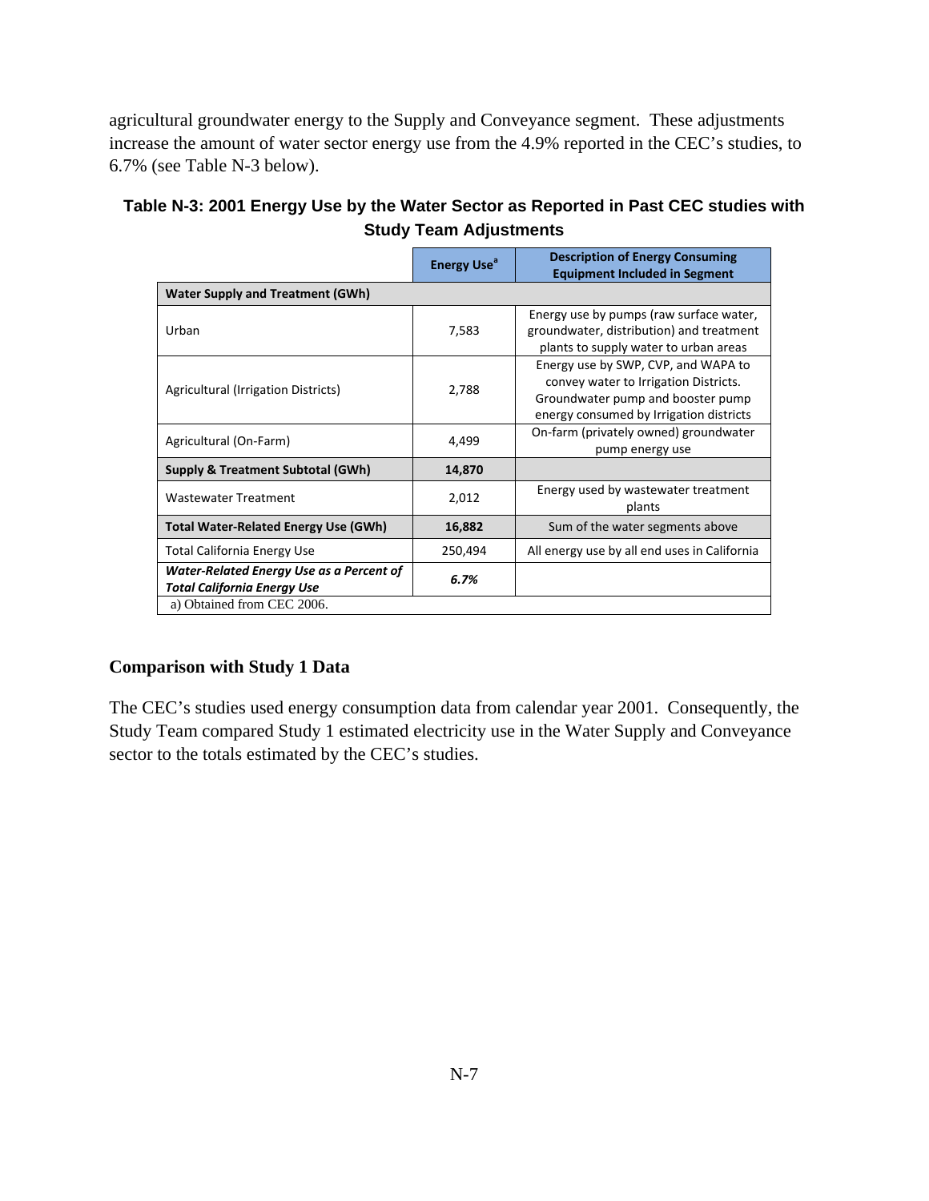agricultural groundwater energy to the Supply and Conveyance segment. These adjustments increase the amount of water sector energy use from the 4.9% reported in the CEC's studies, to 6.7% (see Table N-3 below).

**Table N-3: 2001 Energy Use by the Water Sector as Reported in Past CEC studies with Study Team Adjustments**

| | Energy Use[a] | Description of Energy Consuming Equipment Included in Segment |
|---|---|---|
| **Water Supply and Treatment (GWh)** | | |
| Urban | 7,583 | Energy use by pumps (raw surface water, groundwater, distribution) and treatment plants to supply water to urban areas |
| Agricultural (Irrigation Districts) | 2,788 | Energy use by SWP, CVP, and WAPA to convey water to Irrigation Districts. Groundwater pump and booster pump energy consumed by Irrigation districts |
| Agricultural (On-Farm) | 4,499 | On-farm (privately owned) groundwater pump energy use |
| **Supply & Treatment Subtotal (GWh)** | **14,870** | |
| Wastewater Treatment | 2,012 | Energy used by wastewater treatment plants |
| **Total Water-Related Energy Use (GWh)** | **16,882** | Sum of the water segments above |
| Total California Energy Use | 250,494 | All energy use by all end uses in California |
| ***Water-Related Energy Use as a Percent of Total California Energy Use*** | ***6.7%*** | |

a) Obtained from CEC 2006.

## Comparison with Study 1 Data

The CEC's studies used energy consumption data from calendar year 2001. Consequently, the Study Team compared Study 1 estimated electricity use in the Water Supply and Conveyance sector to the totals estimated by the CEC's studies.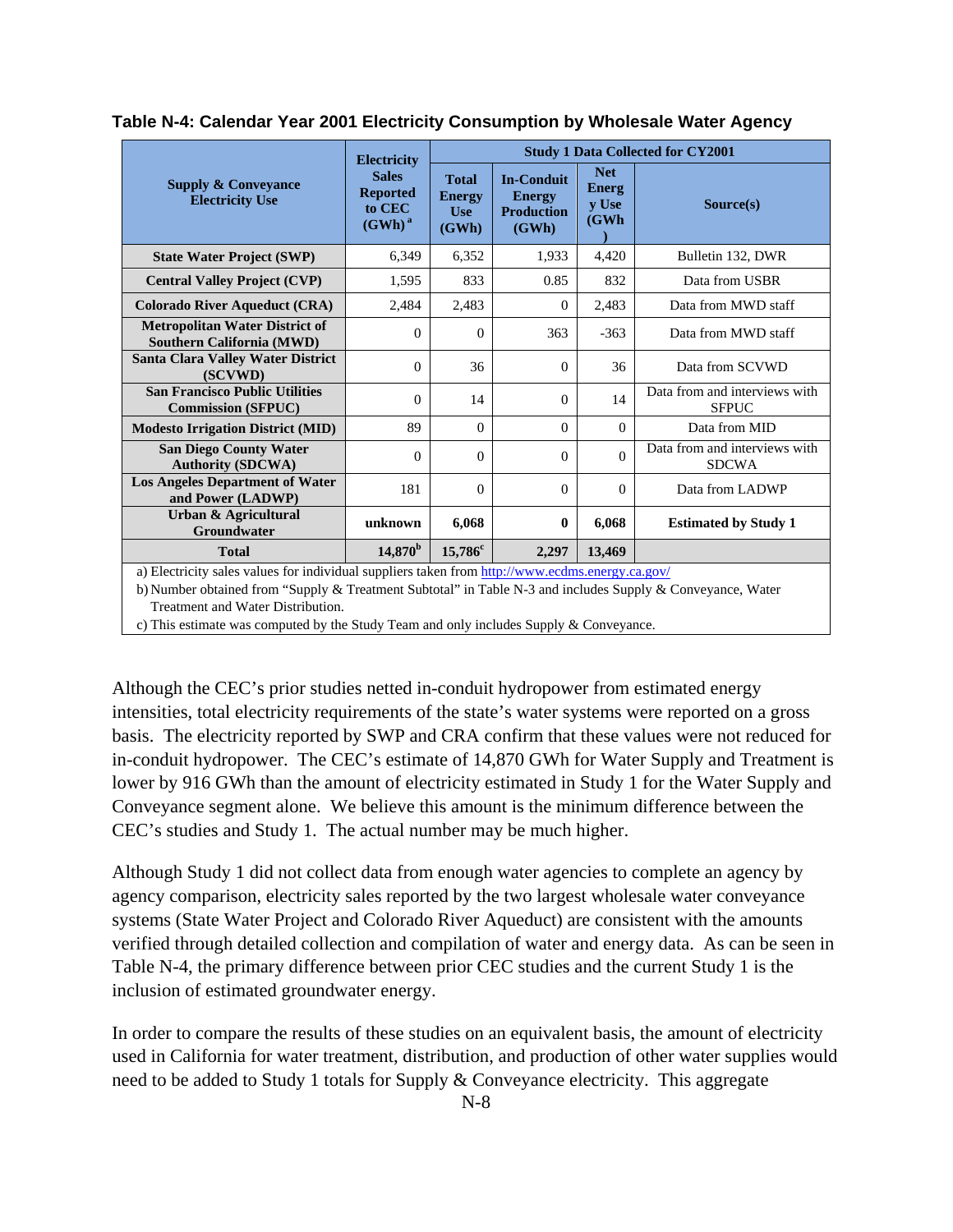**Table N-4: Calendar Year 2001 Electricity Consumption by Wholesale Water Agency**

| Supply & Conveyance Electricity Use | Electricity Sales Reported to CEC (GWh) [a] | Study 1 Data Collected for CY2001 | | | |
|---|---|---|---|---|---|
| | | Total Energy Use (GWh) | In-Conduit Energy Production (GWh) | Net Energy Use (GWh) | Source(s) |
| **State Water Project (SWP)** | 6,349 | 6,352 | 1,933 | 4,420 | Bulletin 132, DWR |
| **Central Valley Project (CVP)** | 1,595 | 833 | 0.85 | 832 | Data from USBR |
| **Colorado River Aqueduct (CRA)** | 2,484 | 2,483 | 0 | 2,483 | Data from MWD staff |
| **Metropolitan Water District of Southern California (MWD)** | 0 | 0 | 363 | -363 | Data from MWD staff |
| **Santa Clara Valley Water District (SCVWD)** | 0 | 36 | 0 | 36 | Data from SCVWD |
| **San Francisco Public Utilities Commission (SFPUC)** | 0 | 14 | 0 | 14 | Data from and interviews with SFPUC |
| **Modesto Irrigation District (MID)** | 89 | 0 | 0 | 0 | Data from MID |
| **San Diego County Water Authority (SDCWA)** | 0 | 0 | 0 | 0 | Data from and interviews with SDCWA |
| **Los Angeles Department of Water and Power (LADWP)** | 181 | 0 | 0 | 0 | Data from LADWP |
| **Urban & Agricultural Groundwater** | **unknown** | **6,068** | **0** | **6,068** | **Estimated by Study 1** |
| **Total** | **14,870**[b] | **15,786**[c] | **2,297** | **13,469** | |

a) Electricity sales values for individual suppliers taken from http://www.ecdms.energy.ca.gov/

b) Number obtained from "Supply & Treatment Subtotal" in Table N-3 and includes Supply & Conveyance, Water Treatment and Water Distribution.

c) This estimate was computed by the Study Team and only includes Supply & Conveyance.

Although the CEC's prior studies netted in-conduit hydropower from estimated energy intensities, total electricity requirements of the state's water systems were reported on a gross basis. The electricity reported by SWP and CRA confirm that these values were not reduced for in-conduit hydropower. The CEC's estimate of 14,870 GWh for Water Supply and Treatment is lower by 916 GWh than the amount of electricity estimated in Study 1 for the Water Supply and Conveyance segment alone. We believe this amount is the minimum difference between the CEC's studies and Study 1. The actual number may be much higher.

Although Study 1 did not collect data from enough water agencies to complete an agency by agency comparison, electricity sales reported by the two largest wholesale water conveyance systems (State Water Project and Colorado River Aqueduct) are consistent with the amounts verified through detailed collection and compilation of water and energy data. As can be seen in Table N-4, the primary difference between prior CEC studies and the current Study 1 is the inclusion of estimated groundwater energy.

In order to compare the results of these studies on an equivalent basis, the amount of electricity used in California for water treatment, distribution, and production of other water supplies would need to be added to Study 1 totals for Supply & Conveyance electricity. This aggregate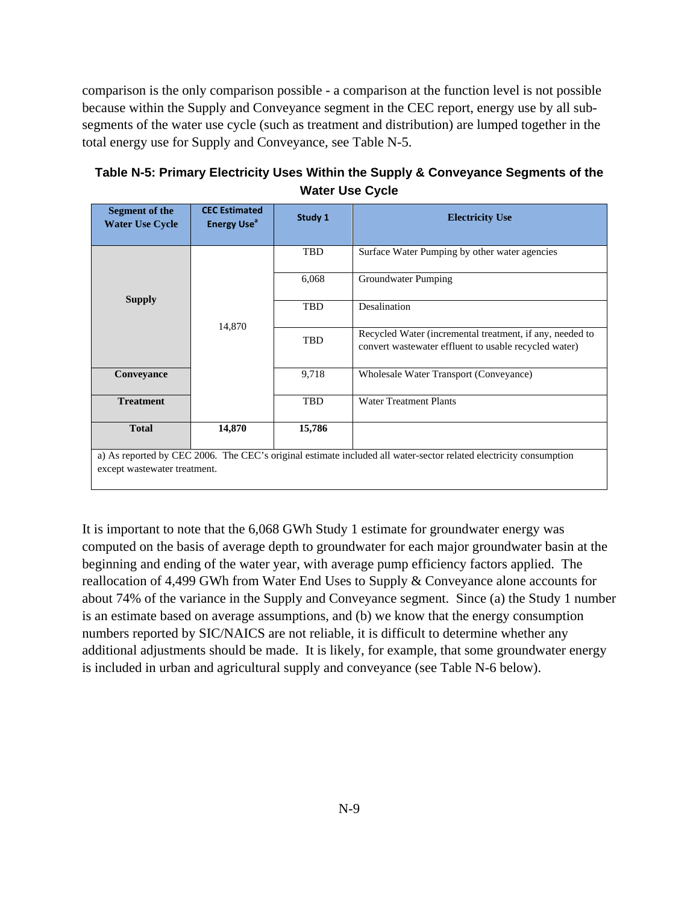comparison is the only comparison possible - a comparison at the function level is not possible because within the Supply and Conveyance segment in the CEC report, energy use by all sub-segments of the water use cycle (such as treatment and distribution) are lumped together in the total energy use for Supply and Conveyance, see Table N-5.

**Table N-5: Primary Electricity Uses Within the Supply & Conveyance Segments of the Water Use Cycle**

| Segment of the Water Use Cycle | CEC Estimated Energy Use[a] | Study 1 | Electricity Use |
|---|---|---|---|
| **Supply** | 14,870 | TBD | Surface Water Pumping by other water agencies |
| | | 6,068 | Groundwater Pumping |
| | | TBD | Desalination |
| | | TBD | Recycled Water (incremental treatment, if any, needed to convert wastewater effluent to usable recycled water) |
| **Conveyance** | | 9,718 | Wholesale Water Transport (Conveyance) |
| **Treatment** | | TBD | Water Treatment Plants |
| **Total** | **14,870** | **15,786** | |

a) As reported by CEC 2006. The CEC's original estimate included all water-sector related electricity consumption except wastewater treatment.

It is important to note that the 6,068 GWh Study 1 estimate for groundwater energy was computed on the basis of average depth to groundwater for each major groundwater basin at the beginning and ending of the water year, with average pump efficiency factors applied. The reallocation of 4,499 GWh from Water End Uses to Supply & Conveyance alone accounts for about 74% of the variance in the Supply and Conveyance segment. Since (a) the Study 1 number is an estimate based on average assumptions, and (b) we know that the energy consumption numbers reported by SIC/NAICS are not reliable, it is difficult to determine whether any additional adjustments should be made. It is likely, for example, that some groundwater energy is included in urban and agricultural supply and conveyance (see Table N-6 below).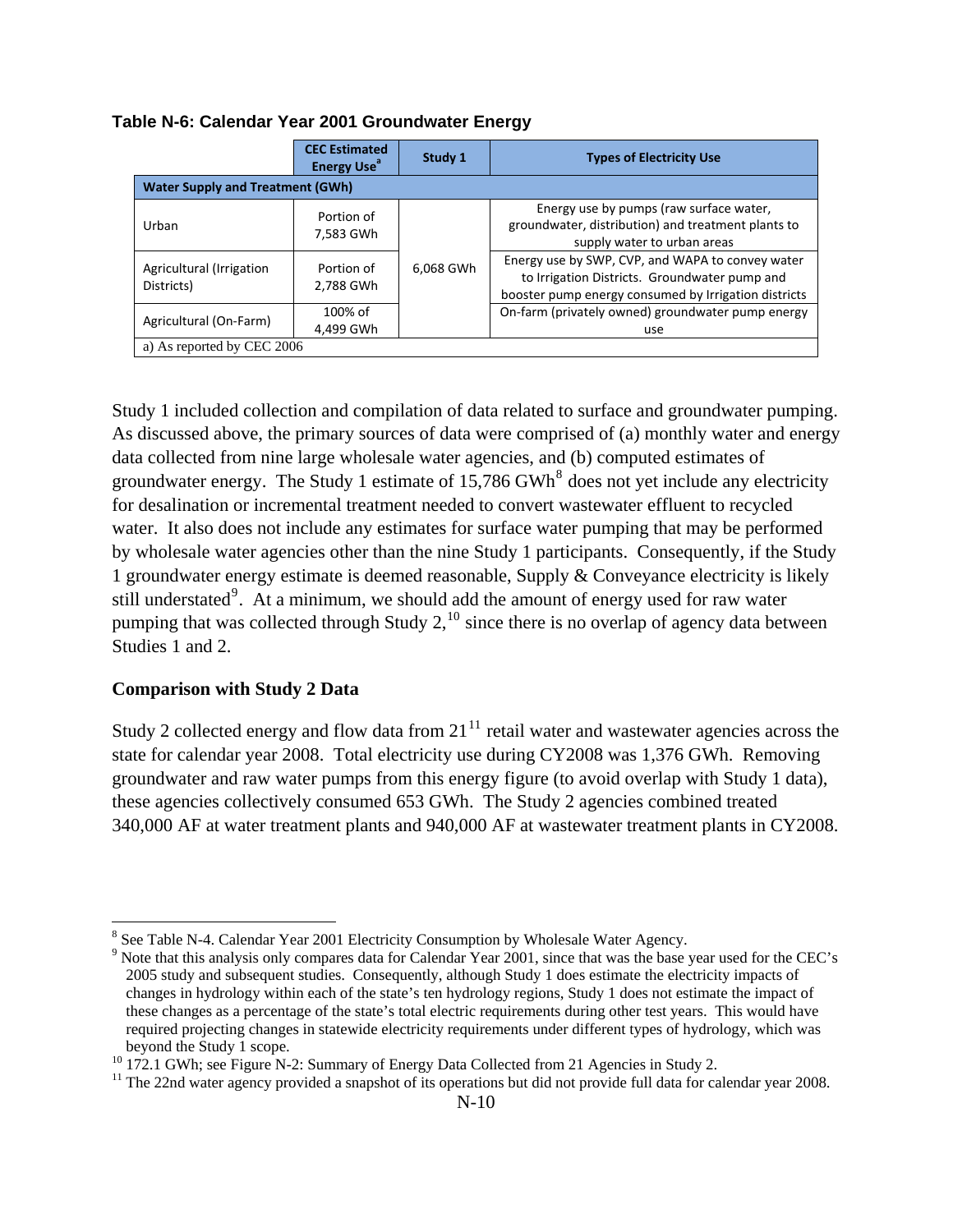**Table N-6: Calendar Year 2001 Groundwater Energy**

| | CEC Estimated Energy Use[a] | Study 1 | Types of Electricity Use |
|---|---|---|---|
| **Water Supply and Treatment (GWh)** | | | |
| Urban | Portion of 7,583 GWh | 6,068 GWh | Energy use by pumps (raw surface water, groundwater, distribution) and treatment plants to supply water to urban areas |
| Agricultural (Irrigation Districts) | Portion of 2,788 GWh | | Energy use by SWP, CVP, and WAPA to convey water to Irrigation Districts. Groundwater pump and booster pump energy consumed by Irrigation districts |
| Agricultural (On-Farm) | 100% of 4,499 GWh | | On-farm (privately owned) groundwater pump energy use |
| a) As reported by CEC 2006 | | | |

Study 1 included collection and compilation of data related to surface and groundwater pumping. As discussed above, the primary sources of data were comprised of (a) monthly water and energy data collected from nine large wholesale water agencies, and (b) computed estimates of groundwater energy. The Study 1 estimate of 15,786 GWh[8] does not yet include any electricity for desalination or incremental treatment needed to convert wastewater effluent to recycled water. It also does not include any estimates for surface water pumping that may be performed by wholesale water agencies other than the nine Study 1 participants. Consequently, if the Study 1 groundwater energy estimate is deemed reasonable, Supply & Conveyance electricity is likely still understated[9]. At a minimum, we should add the amount of energy used for raw water pumping that was collected through Study 2,[10] since there is no overlap of agency data between Studies 1 and 2.

### Comparison with Study 2 Data

Study 2 collected energy and flow data from 21[11] retail water and wastewater agencies across the state for calendar year 2008. Total electricity use during CY2008 was 1,376 GWh. Removing groundwater and raw water pumps from this energy figure (to avoid overlap with Study 1 data), these agencies collectively consumed 653 GWh. The Study 2 agencies combined treated 340,000 AF at water treatment plants and 940,000 AF at wastewater treatment plants in CY2008.

---

[8] See Table N-4. Calendar Year 2001 Electricity Consumption by Wholesale Water Agency.

[9] Note that this analysis only compares data for Calendar Year 2001, since that was the base year used for the CEC's 2005 study and subsequent studies. Consequently, although Study 1 does estimate the electricity impacts of changes in hydrology within each of the state's ten hydrology regions, Study 1 does not estimate the impact of these changes as a percentage of the state's total electric requirements during other test years. This would have required projecting changes in statewide electricity requirements under different types of hydrology, which was beyond the Study 1 scope.

[10] 172.1 GWh; see Figure N-2: Summary of Energy Data Collected from 21 Agencies in Study 2.

[11] The 22nd water agency provided a snapshot of its operations but did not provide full data for calendar year 2008.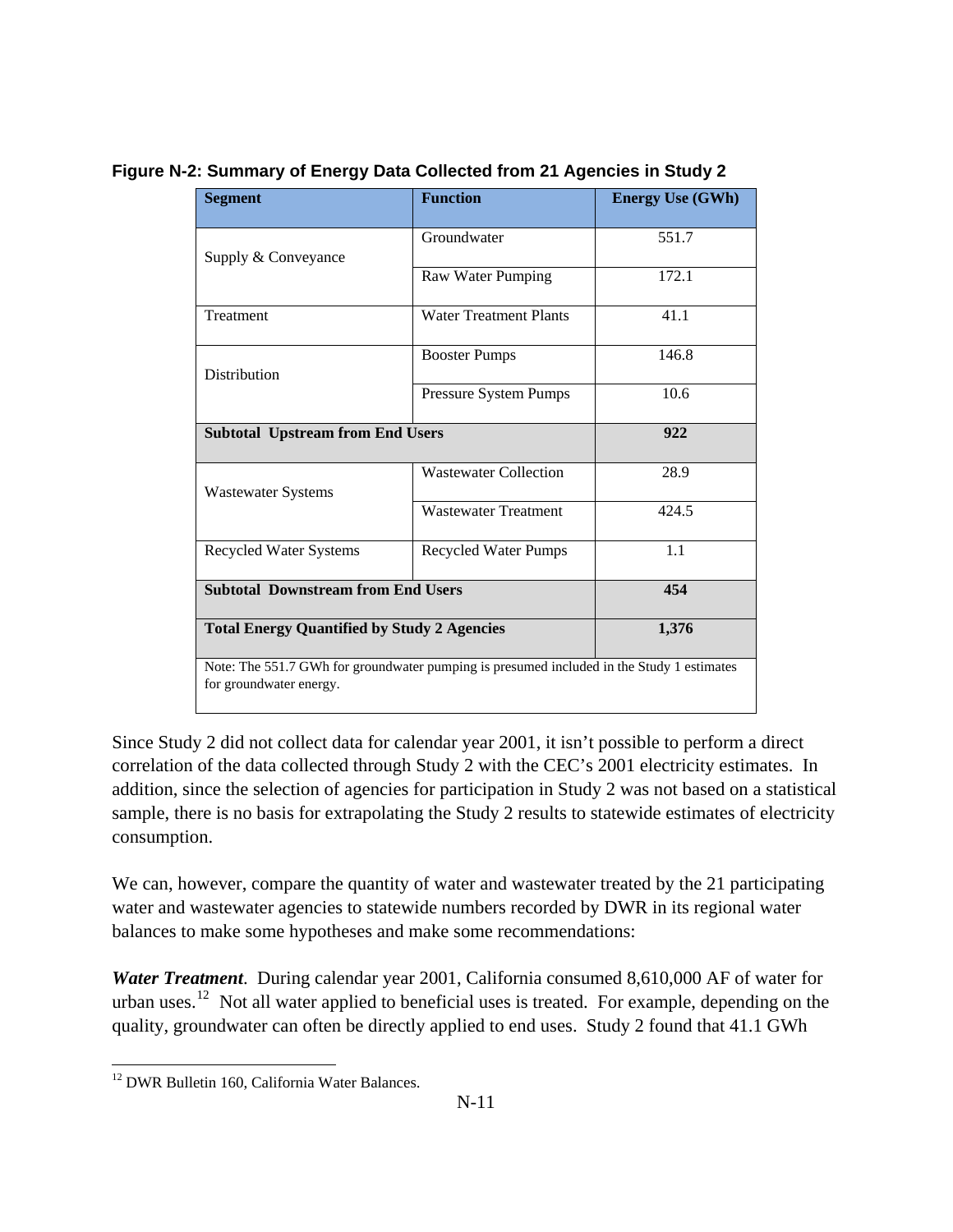**Figure N-2: Summary of Energy Data Collected from 21 Agencies in Study 2**

| Segment | Function | Energy Use (GWh) |
|---|---|---|
| Supply & Conveyance | Groundwater | 551.7 |
| | Raw Water Pumping | 172.1 |
| Treatment | Water Treatment Plants | 41.1 |
| Distribution | Booster Pumps | 146.8 |
| | Pressure System Pumps | 10.6 |
| **Subtotal Upstream from End Users** | | **922** |
| Wastewater Systems | Wastewater Collection | 28.9 |
| | Wastewater Treatment | 424.5 |
| Recycled Water Systems | Recycled Water Pumps | 1.1 |
| **Subtotal Downstream from End Users** | | **454** |
| **Total Energy Quantified by Study 2 Agencies** | | **1,376** |
| Note: The 551.7 GWh for groundwater pumping is presumed included in the Study 1 estimates for groundwater energy. | | |

Since Study 2 did not collect data for calendar year 2001, it isn't possible to perform a direct correlation of the data collected through Study 2 with the CEC's 2001 electricity estimates. In addition, since the selection of agencies for participation in Study 2 was not based on a statistical sample, there is no basis for extrapolating the Study 2 results to statewide estimates of electricity consumption.

We can, however, compare the quantity of water and wastewater treated by the 21 participating water and wastewater agencies to statewide numbers recorded by DWR in its regional water balances to make some hypotheses and make some recommendations:

***Water Treatment***. During calendar year 2001, California consumed 8,610,000 AF of water for urban uses.[12] Not all water applied to beneficial uses is treated. For example, depending on the quality, groundwater can often be directly applied to end uses. Study 2 found that 41.1 GWh

[12] DWR Bulletin 160, California Water Balances.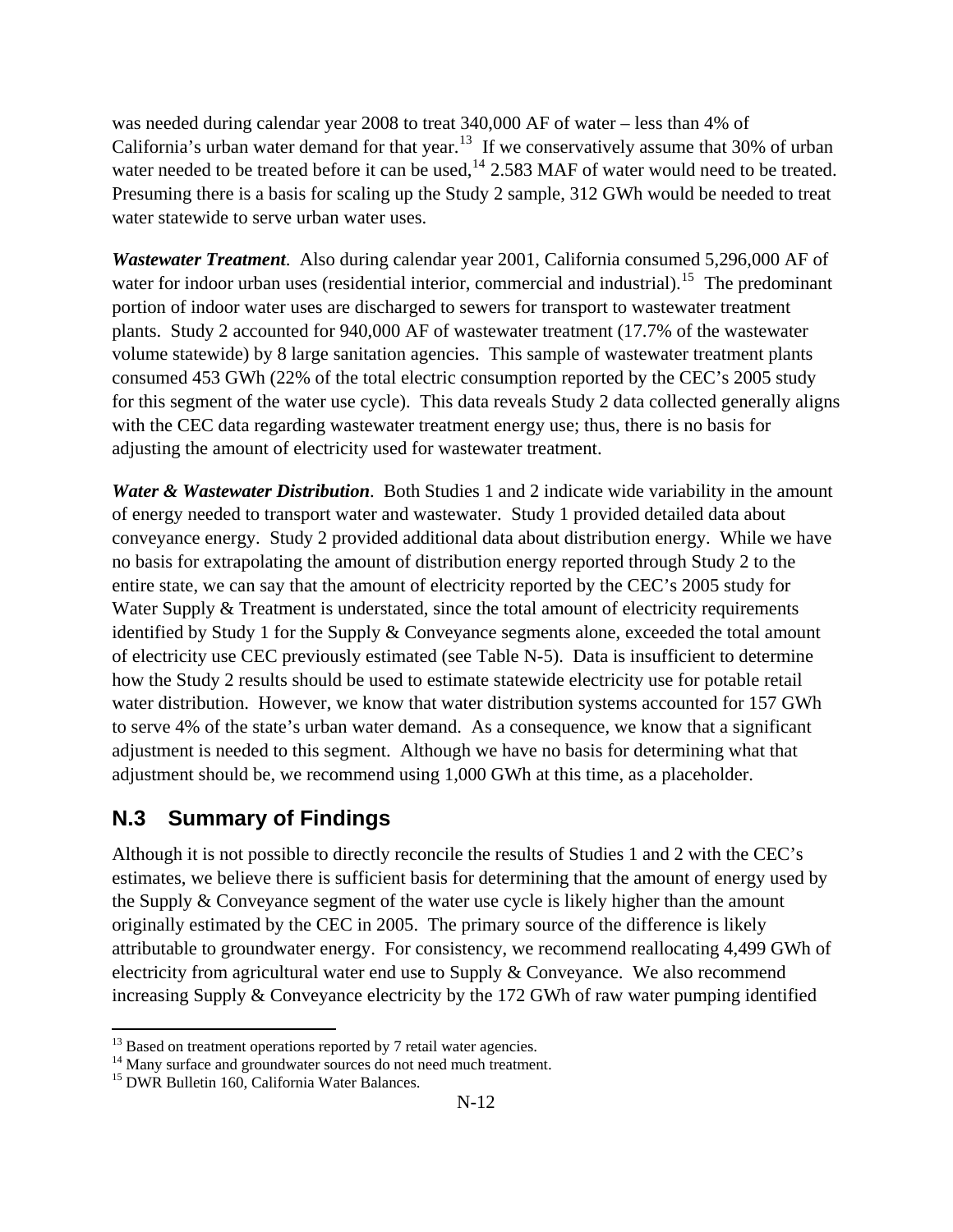was needed during calendar year 2008 to treat 340,000 AF of water – less than 4% of California's urban water demand for that year.[13] If we conservatively assume that 30% of urban water needed to be treated before it can be used,[14] 2.583 MAF of water would need to be treated. Presuming there is a basis for scaling up the Study 2 sample, 312 GWh would be needed to treat water statewide to serve urban water uses.

***Wastewater Treatment***. Also during calendar year 2001, California consumed 5,296,000 AF of water for indoor urban uses (residential interior, commercial and industrial).[15] The predominant portion of indoor water uses are discharged to sewers for transport to wastewater treatment plants. Study 2 accounted for 940,000 AF of wastewater treatment (17.7% of the wastewater volume statewide) by 8 large sanitation agencies. This sample of wastewater treatment plants consumed 453 GWh (22% of the total electric consumption reported by the CEC's 2005 study for this segment of the water use cycle). This data reveals Study 2 data collected generally aligns with the CEC data regarding wastewater treatment energy use; thus, there is no basis for adjusting the amount of electricity used for wastewater treatment.

***Water & Wastewater Distribution***. Both Studies 1 and 2 indicate wide variability in the amount of energy needed to transport water and wastewater. Study 1 provided detailed data about conveyance energy. Study 2 provided additional data about distribution energy. While we have no basis for extrapolating the amount of distribution energy reported through Study 2 to the entire state, we can say that the amount of electricity reported by the CEC's 2005 study for Water Supply & Treatment is understated, since the total amount of electricity requirements identified by Study 1 for the Supply & Conveyance segments alone, exceeded the total amount of electricity use CEC previously estimated (see Table N-5). Data is insufficient to determine how the Study 2 results should be used to estimate statewide electricity use for potable retail water distribution. However, we know that water distribution systems accounted for 157 GWh to serve 4% of the state's urban water demand. As a consequence, we know that a significant adjustment is needed to this segment. Although we have no basis for determining what that adjustment should be, we recommend using 1,000 GWh at this time, as a placeholder.

## N.3 Summary of Findings

Although it is not possible to directly reconcile the results of Studies 1 and 2 with the CEC's estimates, we believe there is sufficient basis for determining that the amount of energy used by the Supply & Conveyance segment of the water use cycle is likely higher than the amount originally estimated by the CEC in 2005. The primary source of the difference is likely attributable to groundwater energy. For consistency, we recommend reallocating 4,499 GWh of electricity from agricultural water end use to Supply & Conveyance. We also recommend increasing Supply & Conveyance electricity by the 172 GWh of raw water pumping identified

[13] Based on treatment operations reported by 7 retail water agencies.

[14] Many surface and groundwater sources do not need much treatment.

[15] DWR Bulletin 160, California Water Balances.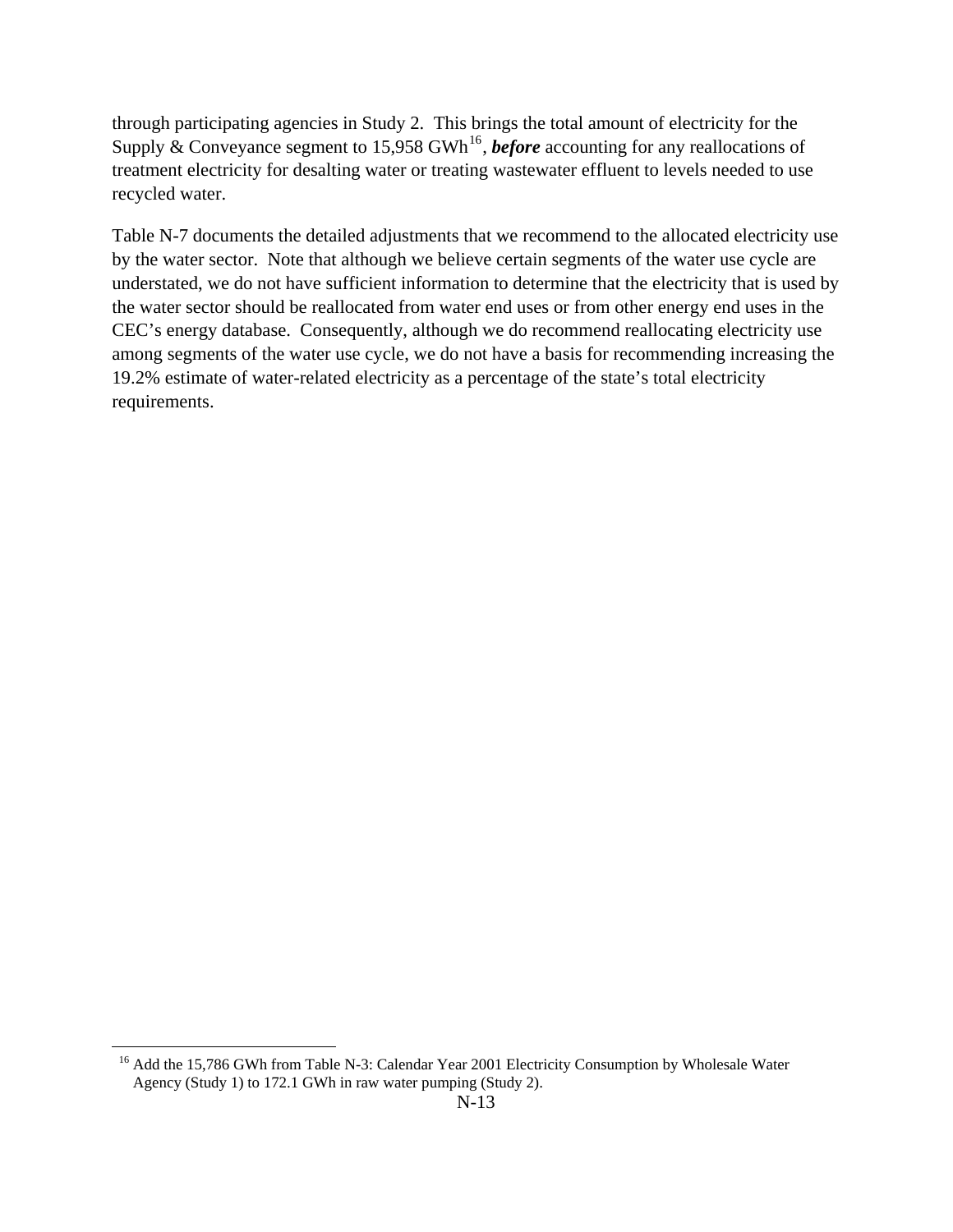through participating agencies in Study 2. This brings the total amount of electricity for the Supply & Conveyance segment to 15,958 GWh[16], ***before*** accounting for any reallocations of treatment electricity for desalting water or treating wastewater effluent to levels needed to use recycled water.

Table N-7 documents the detailed adjustments that we recommend to the allocated electricity use by the water sector. Note that although we believe certain segments of the water use cycle are understated, we do not have sufficient information to determine that the electricity that is used by the water sector should be reallocated from water end uses or from other energy end uses in the CEC's energy database. Consequently, although we do recommend reallocating electricity use among segments of the water use cycle, we do not have a basis for recommending increasing the 19.2% estimate of water-related electricity as a percentage of the state's total electricity requirements.

[16] Add the 15,786 GWh from Table N-3: Calendar Year 2001 Electricity Consumption by Wholesale Water Agency (Study 1) to 172.1 GWh in raw water pumping (Study 2).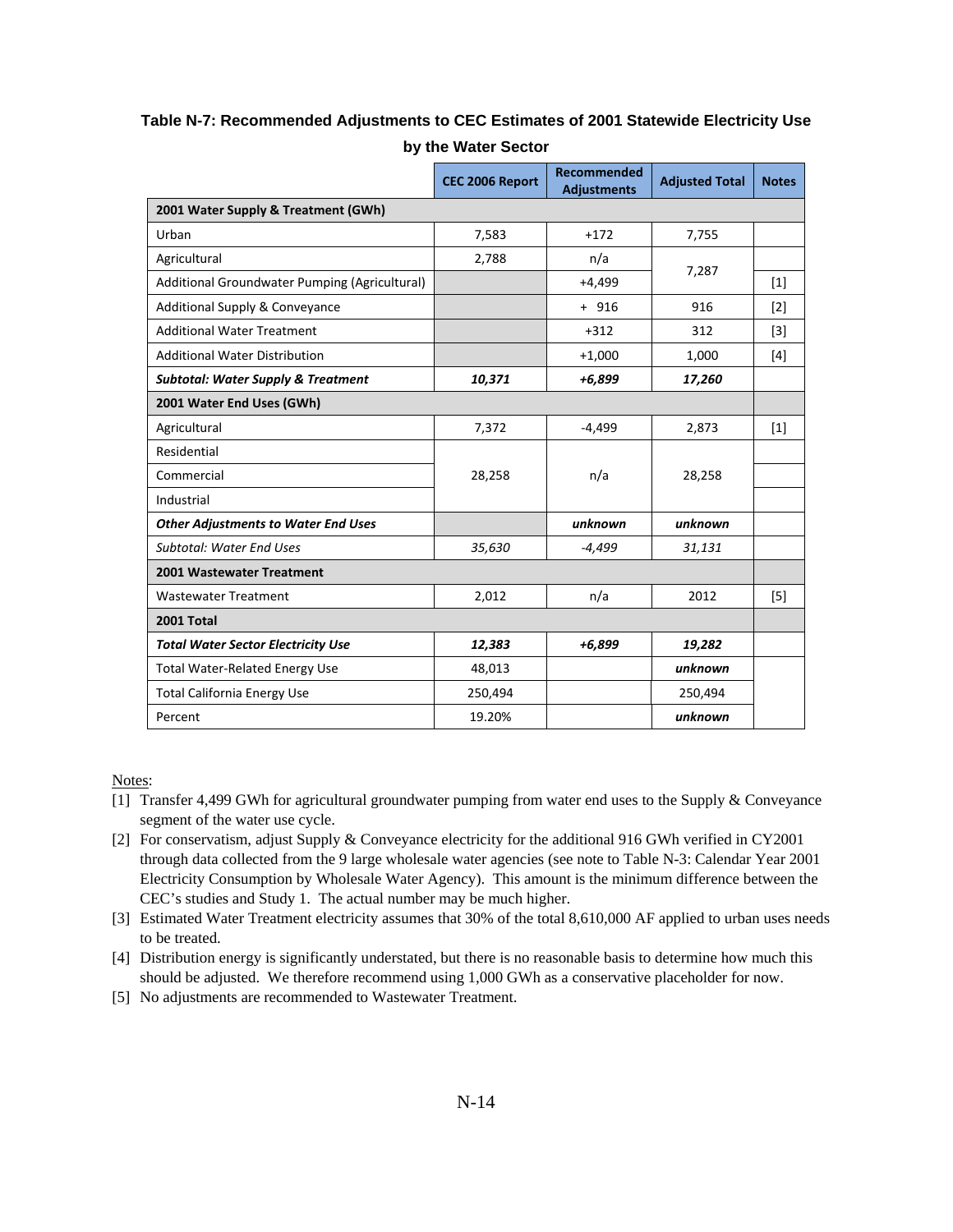**Table N-7: Recommended Adjustments to CEC Estimates of 2001 Statewide Electricity Use by the Water Sector**

| | CEC 2006 Report | Recommended Adjustments | Adjusted Total | Notes |
|---|---|---|---|---|
| **2001 Water Supply & Treatment (GWh)** | | | | |
| Urban | 7,583 | +172 | 7,755 | |
| Agricultural | 2,788 | n/a | 7,287 | |
| Additional Groundwater Pumping (Agricultural) | | +4,499 | | [1] |
| Additional Supply & Conveyance | | + 916 | 916 | [2] |
| Additional Water Treatment | | +312 | 312 | [3] |
| Additional Water Distribution | | +1,000 | 1,000 | [4] |
| ***Subtotal: Water Supply & Treatment*** | ***10,371*** | ***+6,899*** | ***17,260*** | |
| **2001 Water End Uses (GWh)** | | | | |
| Agricultural | 7,372 | -4,499 | 2,873 | [1] |
| Residential | 28,258 | n/a | 28,258 | |
| Commercial | | | | |
| Industrial | | | | |
| ***Other Adjustments to Water End Uses*** | | ***unknown*** | ***unknown*** | |
| *Subtotal: Water End Uses* | *35,630* | *-4,499* | *31,131* | |
| **2001 Wastewater Treatment** | | | | |
| Wastewater Treatment | 2,012 | n/a | 2012 | [5] |
| **2001 Total** | | | | |
| ***Total Water Sector Electricity Use*** | ***12,383*** | ***+6,899*** | ***19,282*** | |
| Total Water-Related Energy Use | 48,013 | | ***unknown*** | |
| Total California Energy Use | 250,494 | | 250,494 | |
| Percent | 19.20% | | ***unknown*** | |

Notes:

[1] Transfer 4,499 GWh for agricultural groundwater pumping from water end uses to the Supply & Conveyance segment of the water use cycle.

[2] For conservatism, adjust Supply & Conveyance electricity for the additional 916 GWh verified in CY2001 through data collected from the 9 large wholesale water agencies (see note to Table N-3: Calendar Year 2001 Electricity Consumption by Wholesale Water Agency). This amount is the minimum difference between the CEC's studies and Study 1. The actual number may be much higher.

[3] Estimated Water Treatment electricity assumes that 30% of the total 8,610,000 AF applied to urban uses needs to be treated.

[4] Distribution energy is significantly understated, but there is no reasonable basis to determine how much this should be adjusted. We therefore recommend using 1,000 GWh as a conservative placeholder for now.

[5] No adjustments are recommended to Wastewater Treatment.